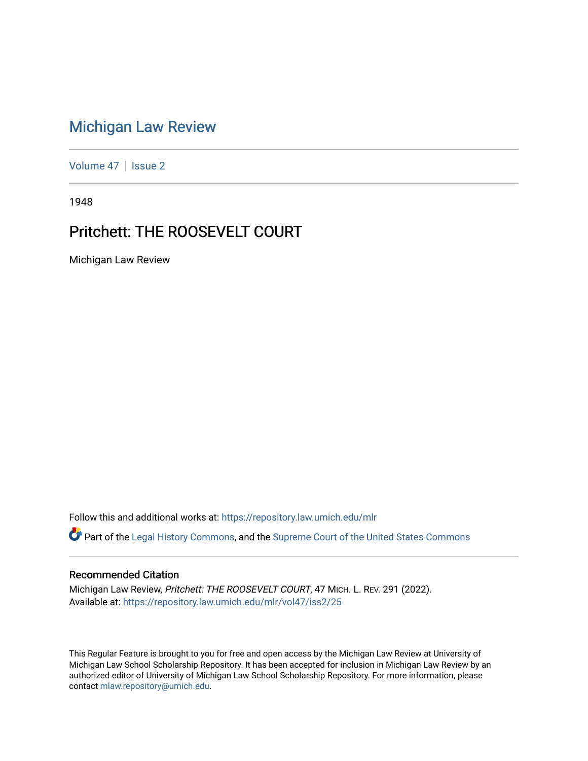# Michigan Law Review

Volume 47 | Issue 2

1948

## Pritchett: THE ROOSEVELT COURT

Michigan Law Review

Follow this and additional works at: https://repository.law.umich.edu/mlr

Part of the Legal History Commons, and the Supreme Court of the United States Commons

### Recommended Citation

Michigan Law Review, *Pritchett: THE ROOSEVELT COURT*, 47 MICH. L. REV. 291 (2022).
Available at: https://repository.law.umich.edu/mlr/vol47/iss2/25

This Regular Feature is brought to you for free and open access by the Michigan Law Review at University of Michigan Law School Scholarship Repository. It has been accepted for inclusion in Michigan Law Review by an authorized editor of University of Michigan Law School Scholarship Repository. For more information, please contact mlaw.repository@umich.edu.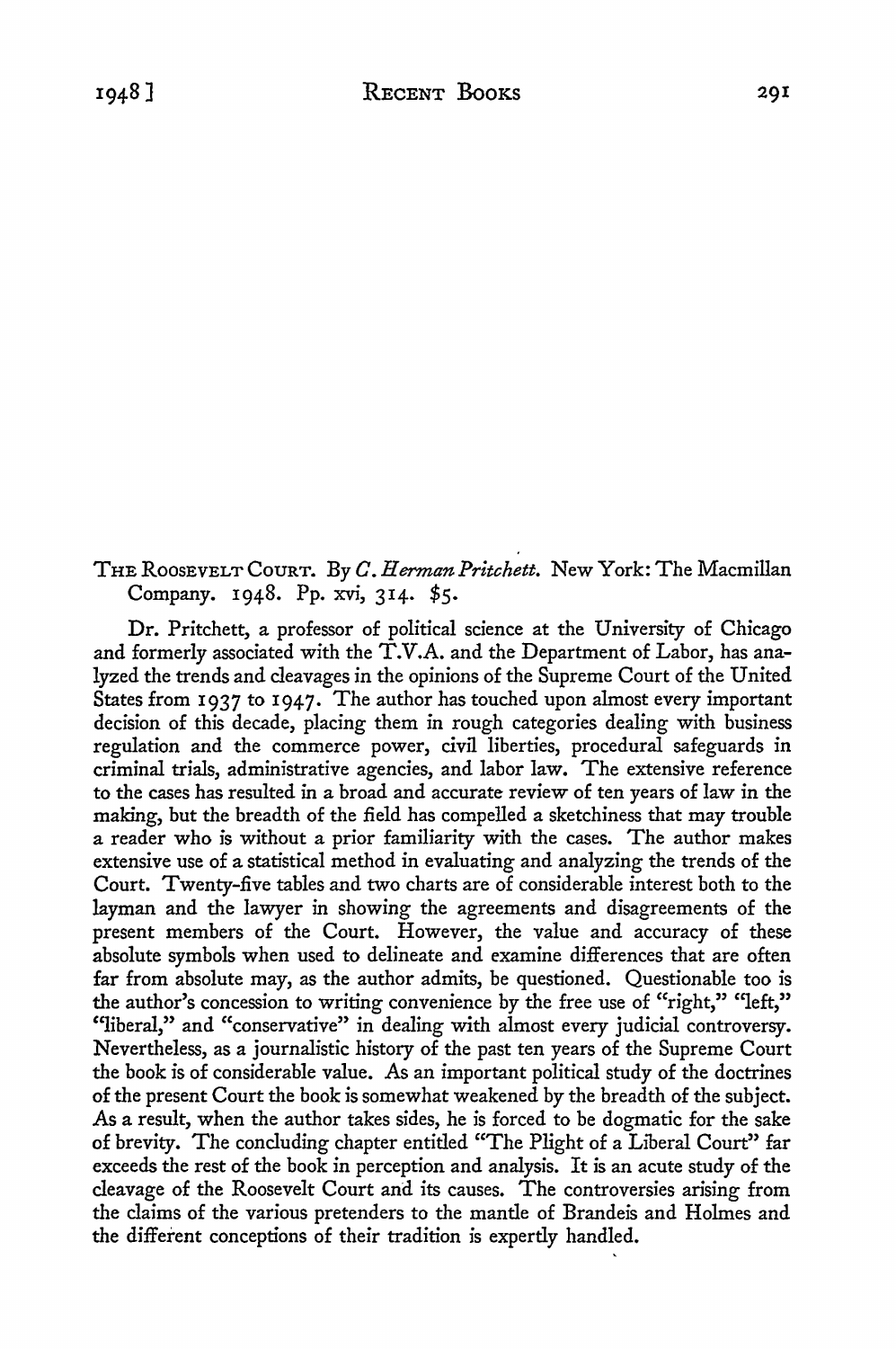THE ROOSEVELT COURT. By *C. Herman Pritchett.* New York: The Macmillan Company. 1948. Pp. xvi, 314. $5.

Dr. Pritchett, a professor of political science at the University of Chicago and formerly associated with the T.V.A. and the Department of Labor, has analyzed the trends and cleavages in the opinions of the Supreme Court of the United States from 1937 to 1947. The author has touched upon almost every important decision of this decade, placing them in rough categories dealing with business regulation and the commerce power, civil liberties, procedural safeguards in criminal trials, administrative agencies, and labor law. The extensive reference to the cases has resulted in a broad and accurate review of ten years of law in the making, but the breadth of the field has compelled a sketchiness that may trouble a reader who is without a prior familiarity with the cases. The author makes extensive use of a statistical method in evaluating and analyzing the trends of the Court. Twenty-five tables and two charts are of considerable interest both to the layman and the lawyer in showing the agreements and disagreements of the present members of the Court. However, the value and accuracy of these absolute symbols when used to delineate and examine differences that are often far from absolute may, as the author admits, be questioned. Questionable too is the author's concession to writing convenience by the free use of "right," "left," "liberal," and "conservative" in dealing with almost every judicial controversy. Nevertheless, as a journalistic history of the past ten years of the Supreme Court the book is of considerable value. As an important political study of the doctrines of the present Court the book is somewhat weakened by the breadth of the subject. As a result, when the author takes sides, he is forced to be dogmatic for the sake of brevity. The concluding chapter entitled "The Plight of a Liberal Court" far exceeds the rest of the book in perception and analysis. It is an acute study of the cleavage of the Roosevelt Court and its causes. The controversies arising from the claims of the various pretenders to the mantle of Brandeis and Holmes and the different conceptions of their tradition is expertly handled.